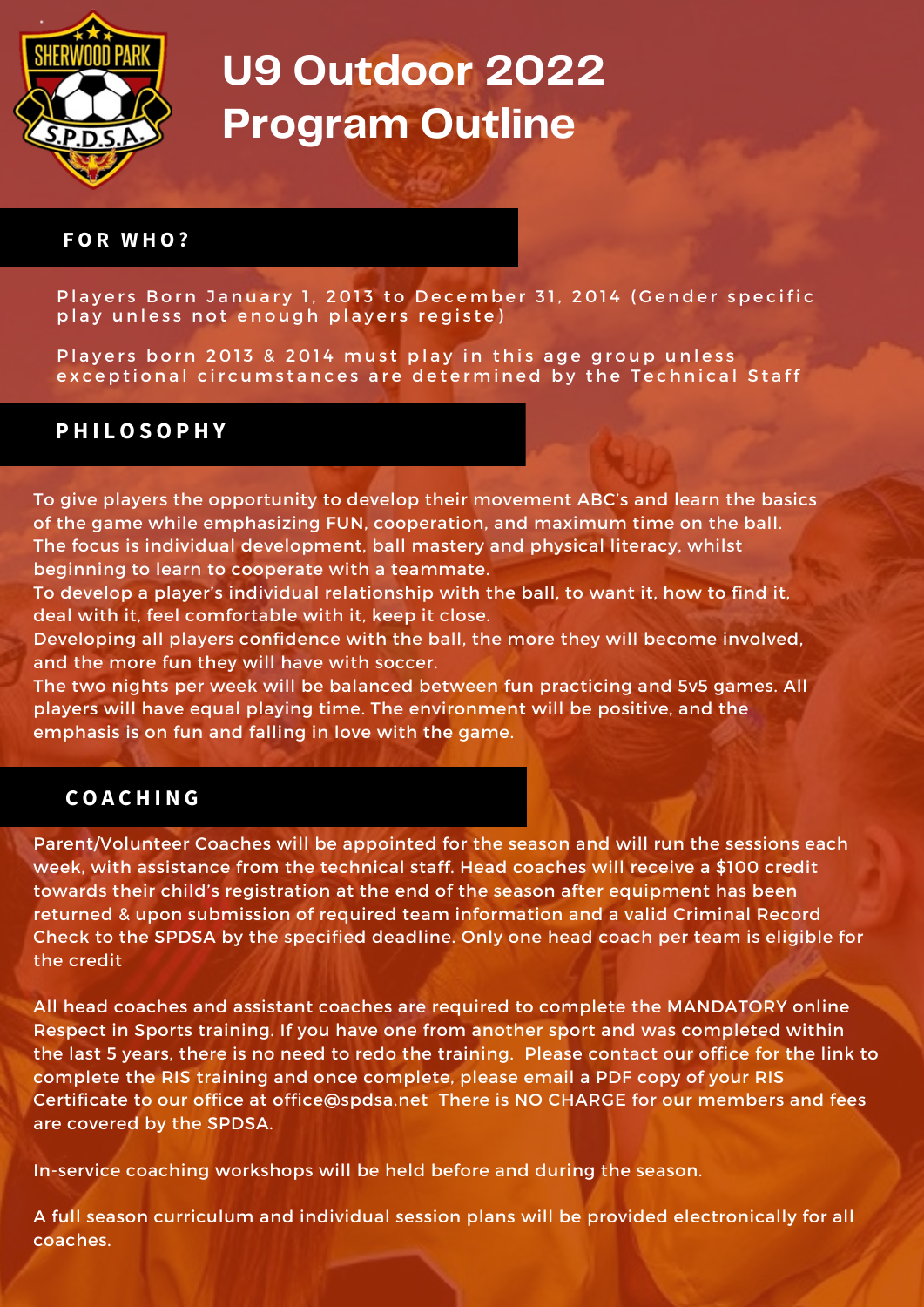# U9 Outdoor 2022 Program Outline

## FOR WHO?

Players Born January 1, 2013 to December 31, 2014 (Gender specific play unless not enough players registe)

Players born 2013 & 2014 must play in this age group unless exceptional circumstances are determined by the Technical Staff

## PHILOSOPHY

To give players the opportunity to develop their movement ABC's and learn the basics of the game while emphasizing FUN, cooperation, and maximum time on the ball. The focus is individual development, ball mastery and physical literacy, whilst beginning to learn to cooperate with a teammate.
To develop a player's individual relationship with the ball, to want it, how to find it, deal with it, feel comfortable with it, keep it close.
Developing all players confidence with the ball, the more they will become involved, and the more fun they will have with soccer.
The two nights per week will be balanced between fun practicing and 5v5 games. All players will have equal playing time. The environment will be positive, and the emphasis is on fun and falling in love with the game.

## COACHING

Parent/Volunteer Coaches will be appointed for the season and will run the sessions each week, with assistance from the technical staff. Head coaches will receive a $100 credit towards their child's registration at the end of the season after equipment has been returned & upon submission of required team information and a valid Criminal Record Check to the SPDSA by the specified deadline. Only one head coach per team is eligible for the credit

All head coaches and assistant coaches are required to complete the MANDATORY online Respect in Sports training. If you have one from another sport and was completed within the last 5 years, there is no need to redo the training. Please contact our office for the link to complete the RIS training and once complete, please email a PDF copy of your RIS Certificate to our office at office@spdsa.net There is NO CHARGE for our members and fees are covered by the SPDSA.

In-service coaching workshops will be held before and during the season.

A full season curriculum and individual session plans will be provided electronically for all coaches.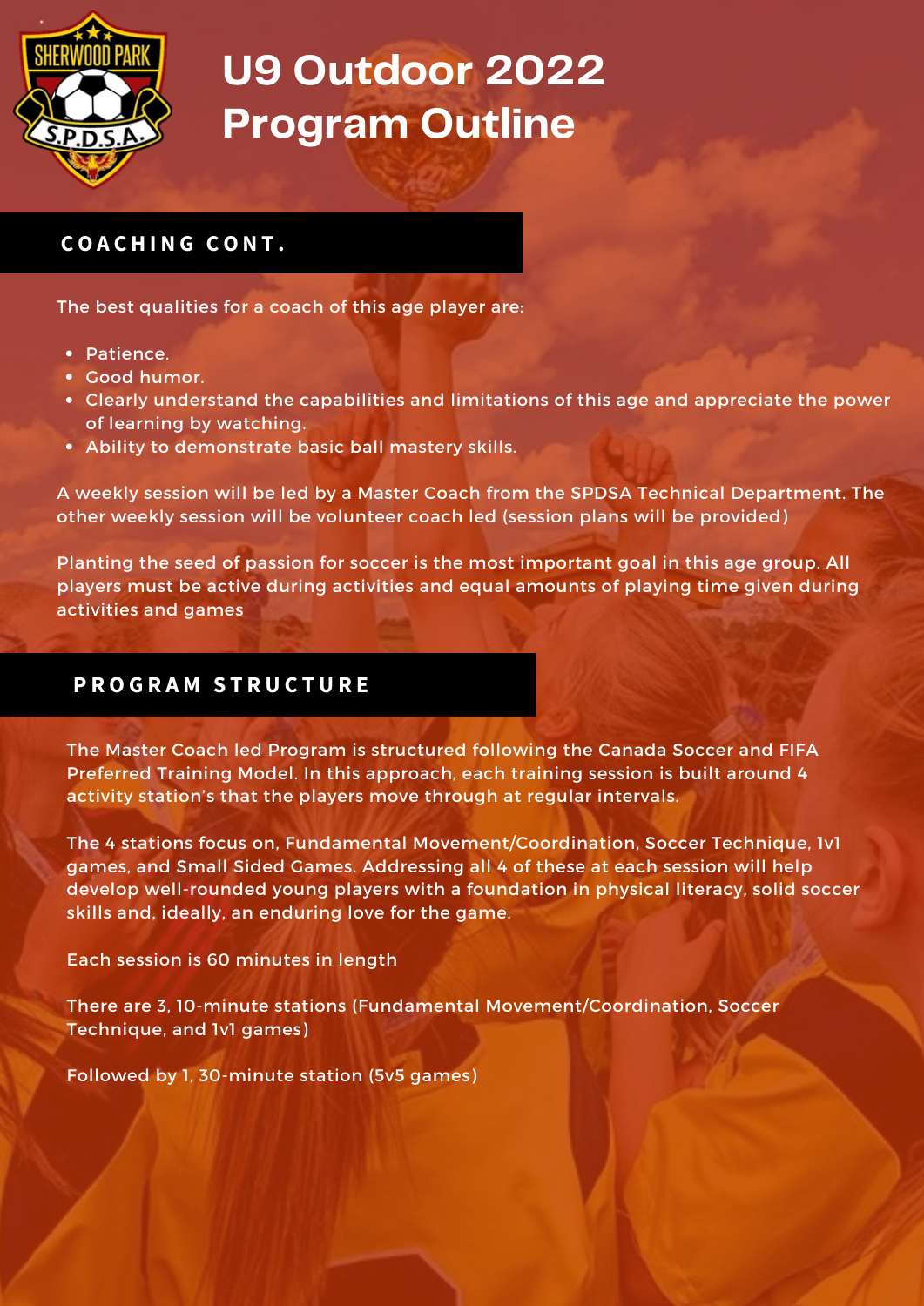# U9 Outdoor 2022 Program Outline

## COACHING CONT.

The best qualities for a coach of this age player are:

- Patience.
- Good humor.
- Clearly understand the capabilities and limitations of this age and appreciate the power of learning by watching.
- Ability to demonstrate basic ball mastery skills.

A weekly session will be led by a Master Coach from the SPDSA Technical Department. The other weekly session will be volunteer coach led (session plans will be provided)

Planting the seed of passion for soccer is the most important goal in this age group. All players must be active during activities and equal amounts of playing time given during activities and games

## PROGRAM STRUCTURE

The Master Coach led Program is structured following the Canada Soccer and FIFA Preferred Training Model. In this approach, each training session is built around 4 activity station's that the players move through at regular intervals.

The 4 stations focus on, Fundamental Movement/Coordination, Soccer Technique, 1v1 games, and Small Sided Games. Addressing all 4 of these at each session will help develop well-rounded young players with a foundation in physical literacy, solid soccer skills and, ideally, an enduring love for the game.

Each session is 60 minutes in length

There are 3, 10-minute stations (Fundamental Movement/Coordination, Soccer Technique, and 1v1 games)

Followed by 1, 30-minute station (5v5 games)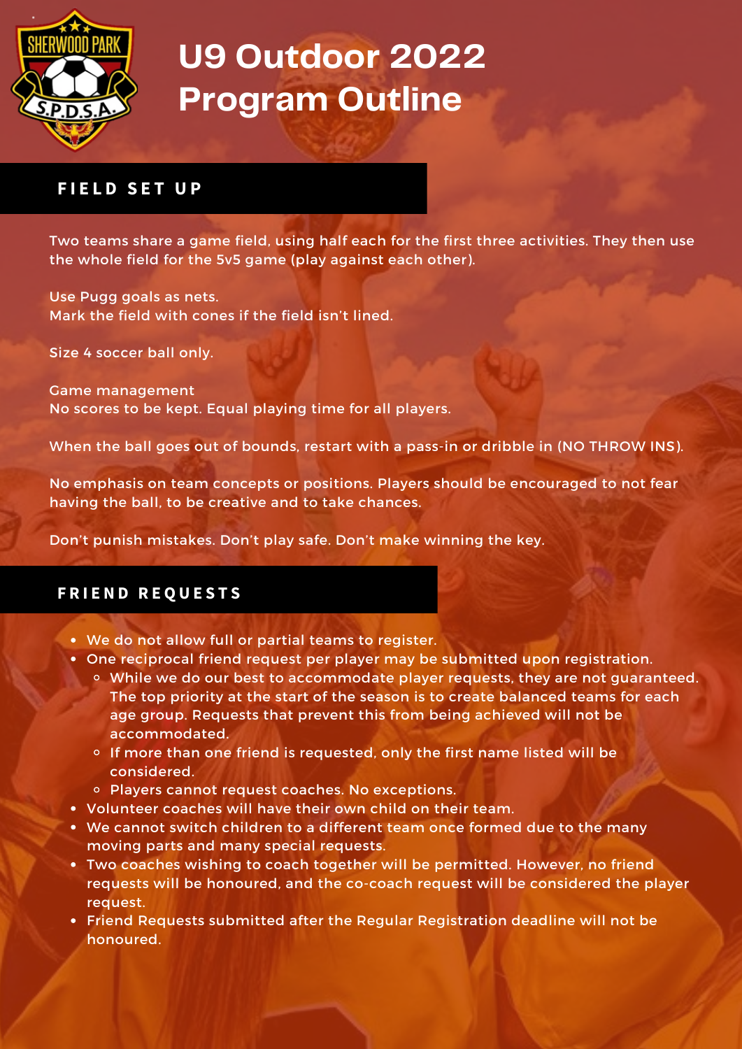# U9 Outdoor 2022 Program Outline

## FIELD SET UP

Two teams share a game field, using half each for the first three activities. They then use the whole field for the 5v5 game (play against each other).

Use Pugg goals as nets.
Mark the field with cones if the field isn't lined.

Size 4 soccer ball only.

Game management
No scores to be kept. Equal playing time for all players.

When the ball goes out of bounds, restart with a pass-in or dribble in (NO THROW INS).

No emphasis on team concepts or positions. Players should be encouraged to not fear having the ball, to be creative and to take chances.

Don't punish mistakes. Don't play safe. Don't make winning the key.

## FRIEND REQUESTS

- We do not allow full or partial teams to register.
- One reciprocal friend request per player may be submitted upon registration.
  - While we do our best to accommodate player requests, they are not guaranteed. The top priority at the start of the season is to create balanced teams for each age group. Requests that prevent this from being achieved will not be accommodated.
  - If more than one friend is requested, only the first name listed will be considered.
  - Players cannot request coaches. No exceptions.
- Volunteer coaches will have their own child on their team.
- We cannot switch children to a different team once formed due to the many moving parts and many special requests.
- Two coaches wishing to coach together will be permitted. However, no friend requests will be honoured, and the co-coach request will be considered the player request.
- Friend Requests submitted after the Regular Registration deadline will not be honoured.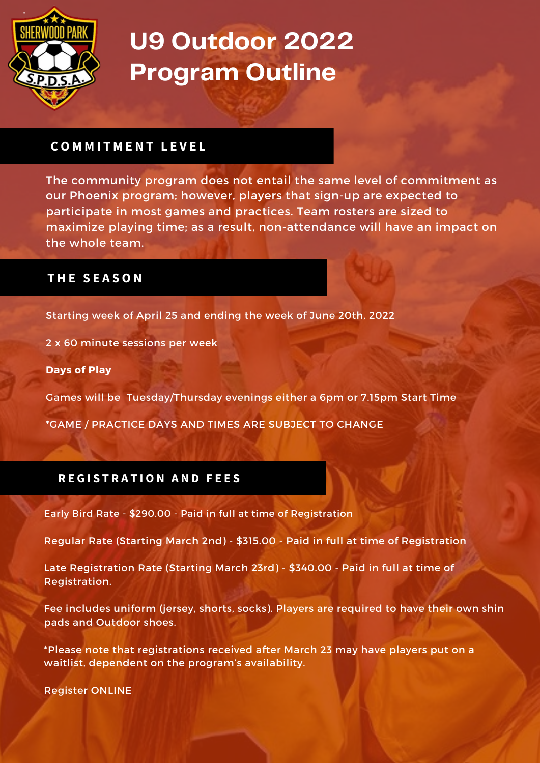# U9 Outdoor 2022 Program Outline

## COMMITMENT LEVEL

The community program does not entail the same level of commitment as our Phoenix program; however, players that sign-up are expected to participate in most games and practices. Team rosters are sized to maximize playing time; as a result, non-attendance will have an impact on the whole team.

## THE SEASON

Starting week of April 25 and ending the week of June 20th, 2022

2 x 60 minute sessions per week

**Days of Play**

Games will be Tuesday/Thursday evenings either a 6pm or 7.15pm Start Time

*GAME / PRACTICE DAYS AND TIMES ARE SUBJECT TO CHANGE

## REGISTRATION AND FEES

Early Bird Rate - $290.00 - Paid in full at time of Registration

Regular Rate (Starting March 2nd) - $315.00 - Paid in full at time of Registration

Late Registration Rate (Starting March 23rd) - $340.00 - Paid in full at time of Registration.

Fee includes uniform (jersey, shorts, socks). Players are required to have their own shin pads and Outdoor shoes.

*Please note that registrations received after March 23 may have players put on a waitlist, dependent on the program's availability.

Register ONLINE